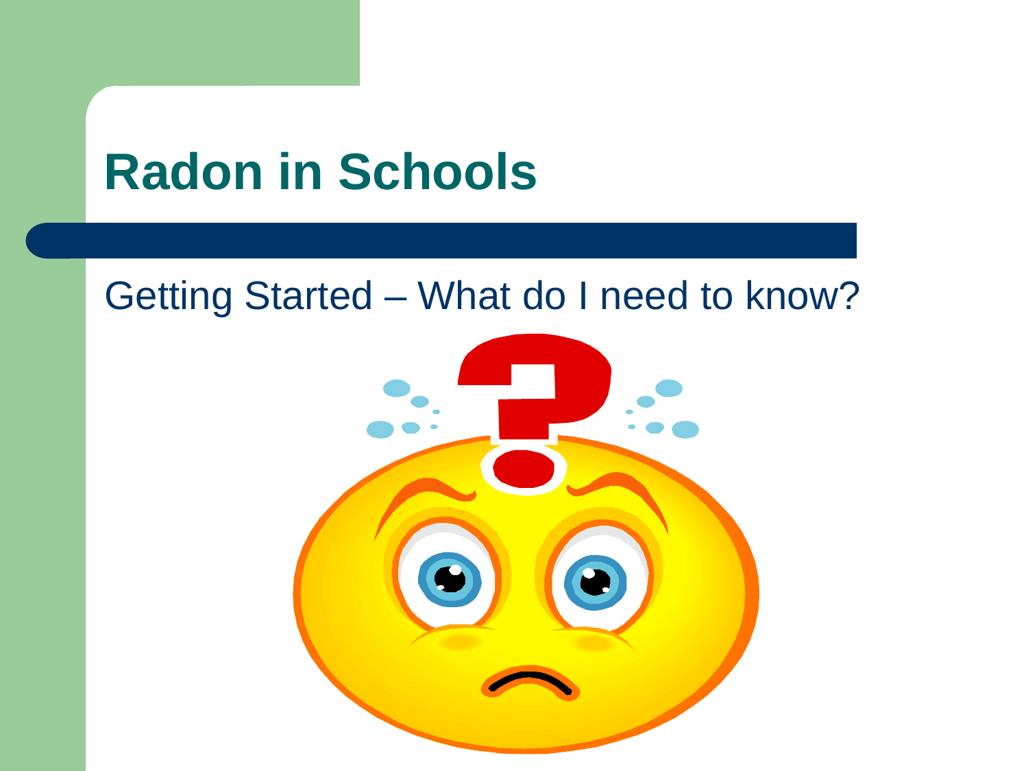# Radon in Schools

Getting Started – What do I need to know?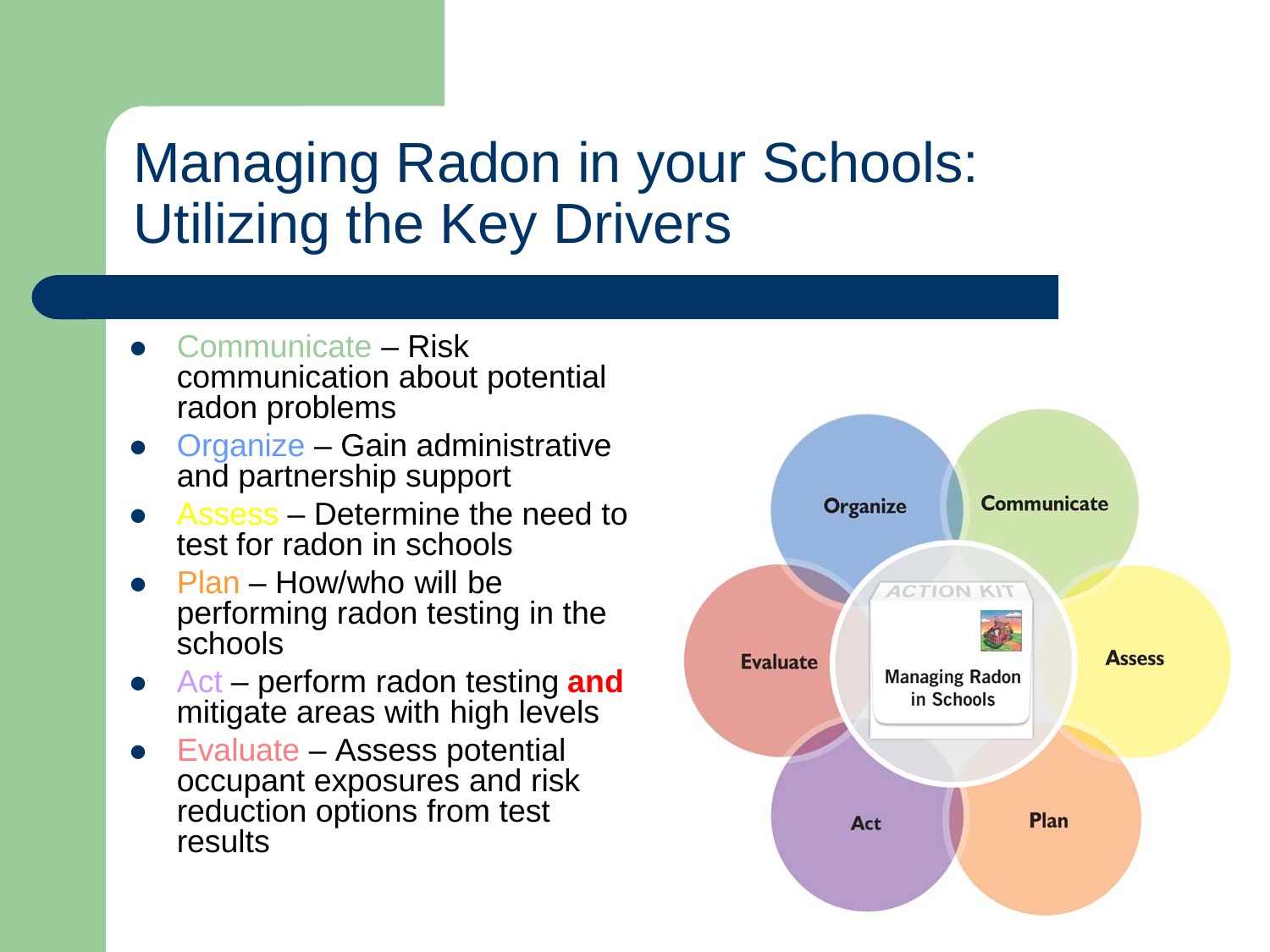# Managing Radon in your Schools: Utilizing the Key Drivers

- Communicate – Risk communication about potential radon problems
- Organize – Gain administrative and partnership support
- Assess – Determine the need to test for radon in schools
- Plan – How/who will be performing radon testing in the schools
- Act – perform radon testing **and** mitigate areas with high levels
- Evaluate – Assess potential occupant exposures and risk reduction options from test results

Organize  
Communicate  
Evaluate  
ACTION KIT  
Managing Radon in Schools  
Assess  
Act  
Plan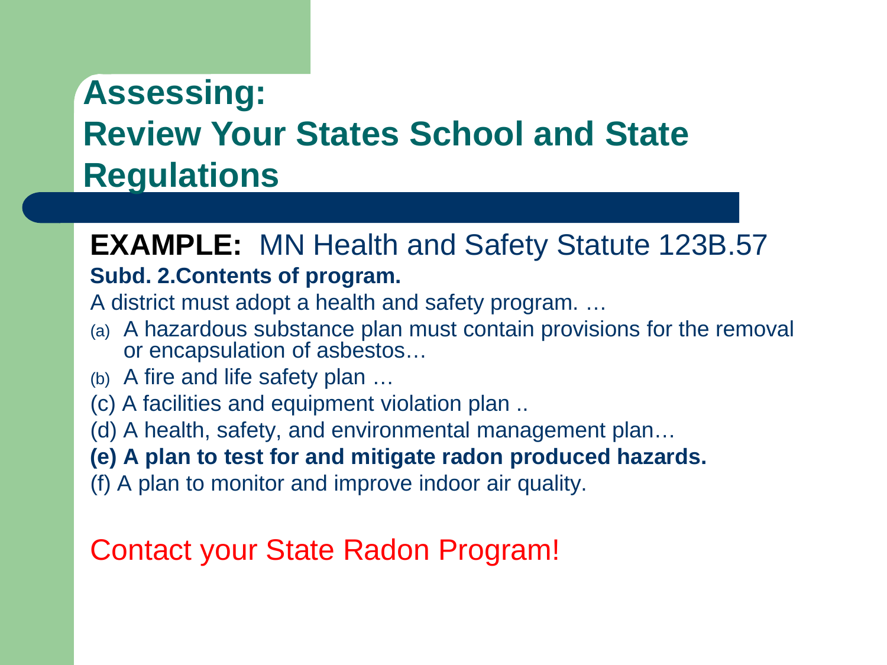# Assessing: Review Your States School and State Regulations

**EXAMPLE:** MN Health and Safety Statute 123B.57

**Subd. 2.Contents of program.**

A district must adopt a health and safety program. …

(a) A hazardous substance plan must contain provisions for the removal or encapsulation of asbestos…

(b) A fire and life safety plan …

(c) A facilities and equipment violation plan ..

(d) A health, safety, and environmental management plan…

**(e) A plan to test for and mitigate radon produced hazards.**

(f) A plan to monitor and improve indoor air quality.

Contact your State Radon Program!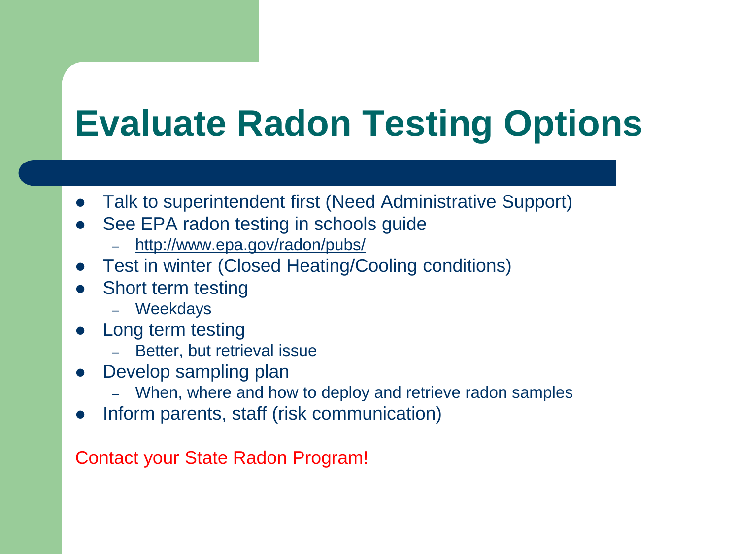# Evaluate Radon Testing Options

- Talk to superintendent first (Need Administrative Support)
- See EPA radon testing in schools guide
  - http://www.epa.gov/radon/pubs/
- Test in winter (Closed Heating/Cooling conditions)
- Short term testing
  - Weekdays
- Long term testing
  - Better, but retrieval issue
- Develop sampling plan
  - When, where and how to deploy and retrieve radon samples
- Inform parents, staff (risk communication)

Contact your State Radon Program!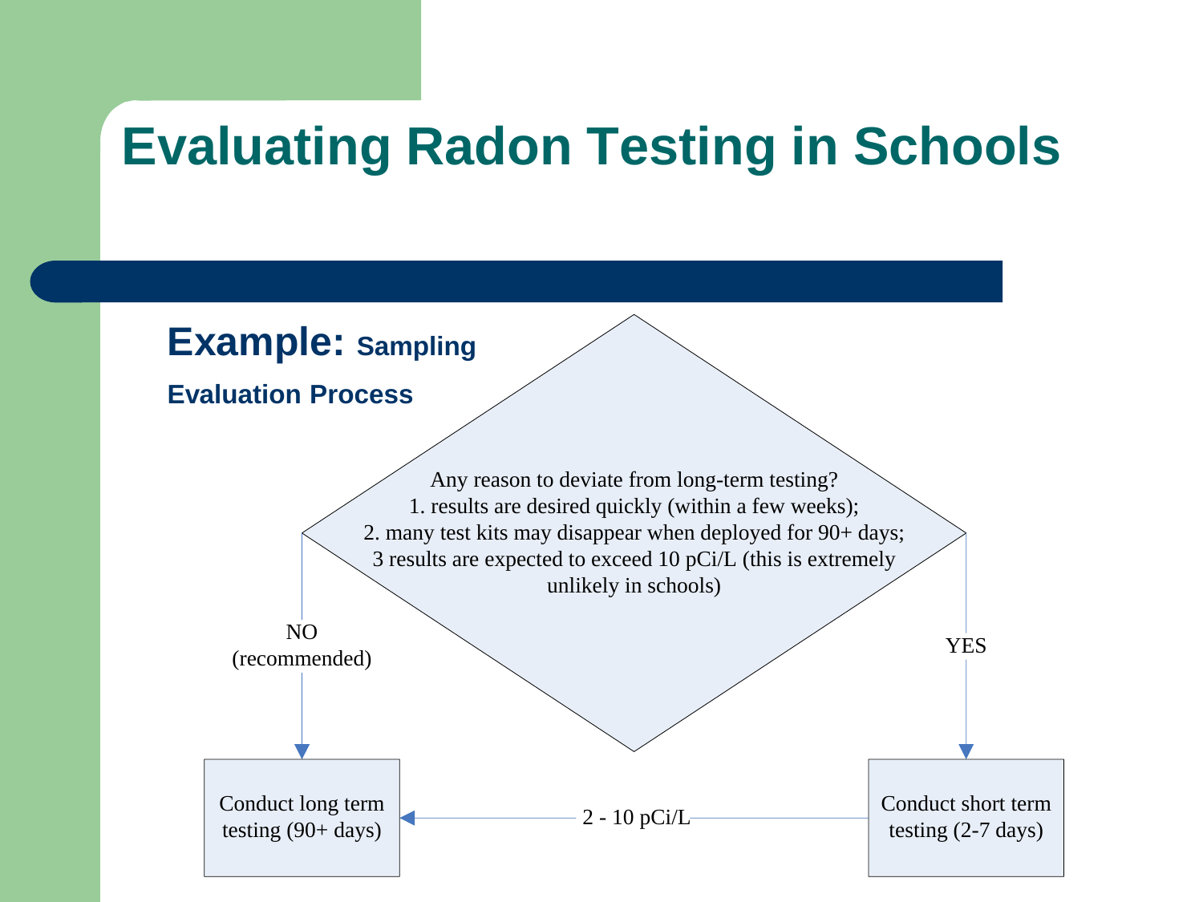# Evaluating Radon Testing in Schools

## Example: Sampling

### Evaluation Process

Any reason to deviate from long-term testing?
1. results are desired quickly (within a few weeks);
2. many test kits may disappear when deployed for 90+ days;
3 results are expected to exceed 10 pCi/L (this is extremely unlikely in schools)

NO (recommended) → Conduct long term testing (90+ days)

YES → Conduct short term testing (2-7 days)

Conduct short term testing (2-7 days) → 2 - 10 pCi/L → Conduct long term testing (90+ days)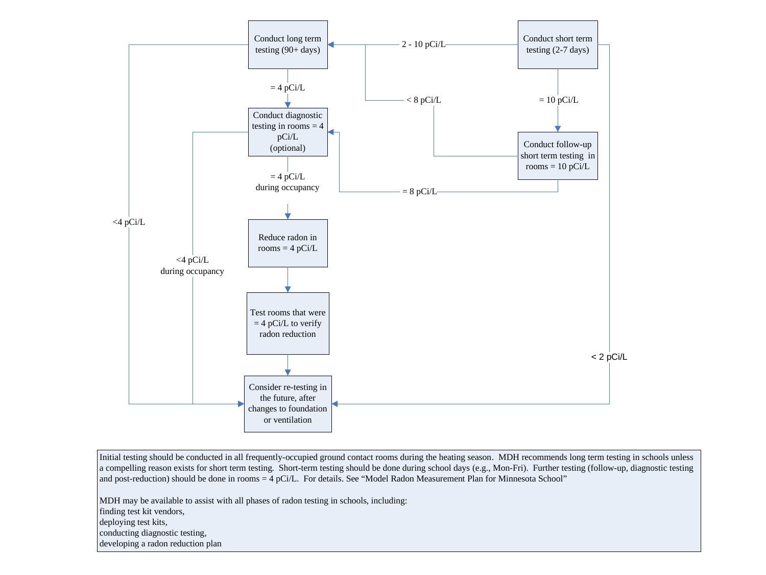Conduct long term testing (90+ days)

Conduct short term testing (2-7 days)

2 - 10 pCi/L

= 4 pCi/L

< 8 pCi/L

= 10 pCi/L

Conduct diagnostic testing in rooms = 4 pCi/L (optional)

Conduct follow-up short term testing in rooms = 10 pCi/L

= 4 pCi/L during occupancy

= 8 pCi/L

Reduce radon in rooms = 4 pCi/L

<4 pCi/L

<4 pCi/L during occupancy

Test rooms that were = 4 pCi/L to verify radon reduction

< 2 pCi/L

Consider re-testing in the future, after changes to foundation or ventilation

Initial testing should be conducted in all frequently-occupied ground contact rooms during the heating season. MDH recommends long term testing in schools unless a compelling reason exists for short term testing. Short-term testing should be done during school days (e.g., Mon-Fri). Further testing (follow-up, diagnostic testing and post-reduction) should be done in rooms = 4 pCi/L. For details. See “Model Radon Measurement Plan for Minnesota School”

MDH may be available to assist with all phases of radon testing in schools, including:
finding test kit vendors,
deploying test kits,
conducting diagnostic testing,
developing a radon reduction plan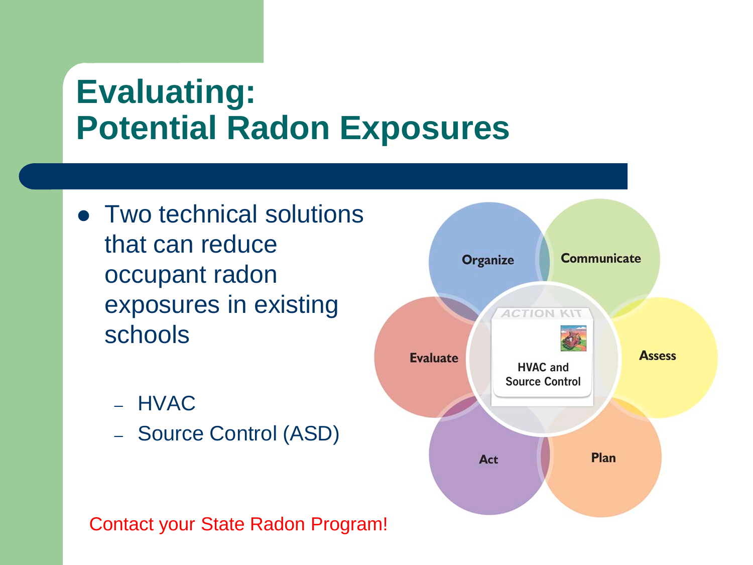# Evaluating: Potential Radon Exposures

- Two technical solutions that can reduce occupant radon exposures in existing schools
  - HVAC
  - Source Control (ASD)

Organize

Communicate

Evaluate

ACTION KIT

HVAC and Source Control

Assess

Act

Plan

Contact your State Radon Program!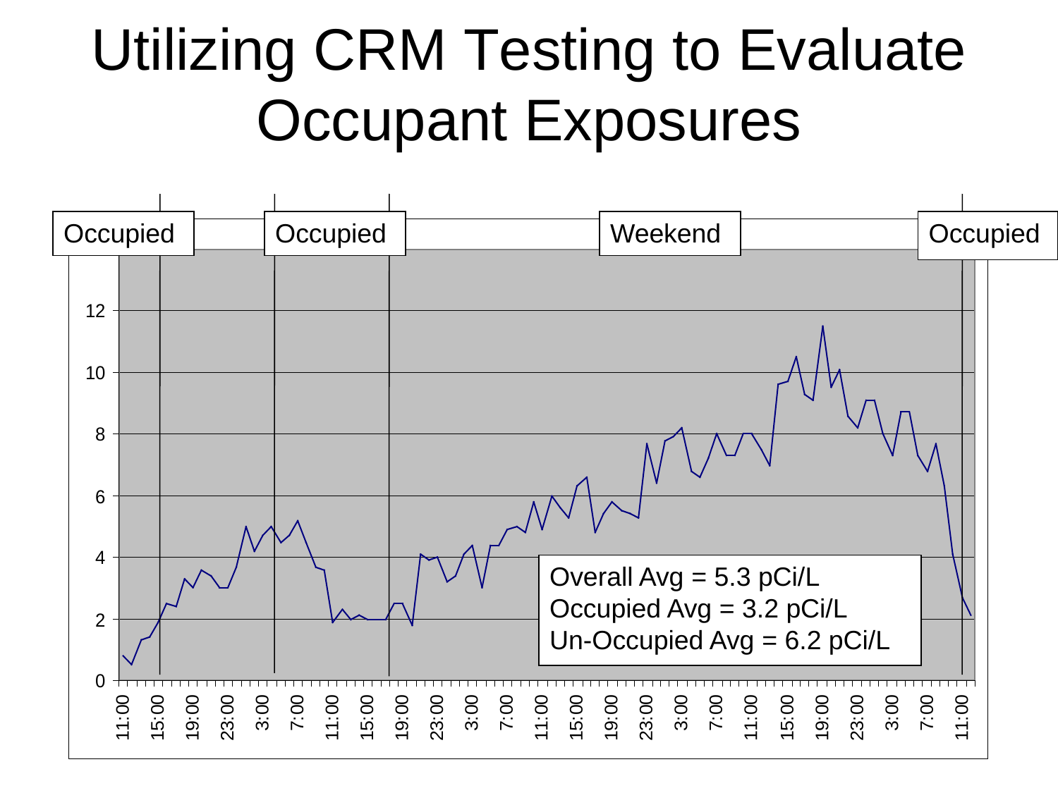# Utilizing CRM Testing to Evaluate Occupant Exposures

Occupied | Occupied | Weekend | Occupied

Overall Avg = 5.3 pCi/L
Occupied Avg = 3.2 pCi/L
Un-Occupied Avg = 6.2 pCi/L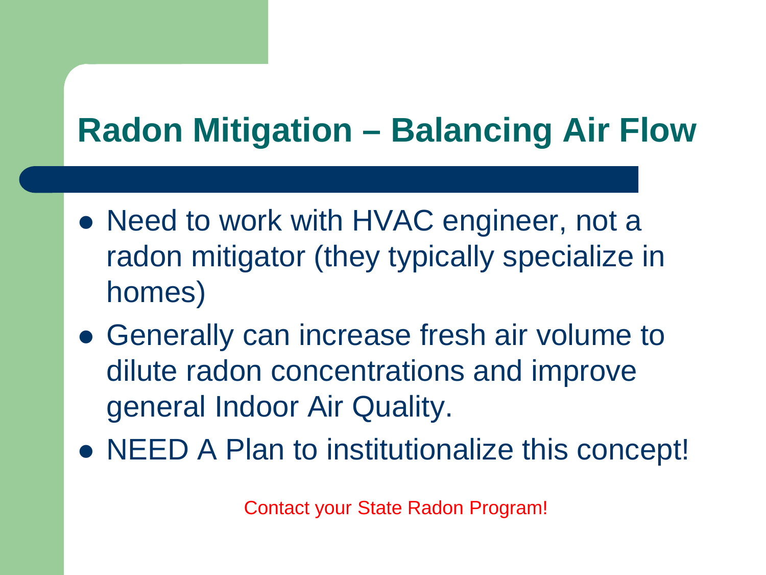# Radon Mitigation – Balancing Air Flow

- Need to work with HVAC engineer, not a radon mitigator (they typically specialize in homes)
- Generally can increase fresh air volume to dilute radon concentrations and improve general Indoor Air Quality.
- NEED A Plan to institutionalize this concept!

Contact your State Radon Program!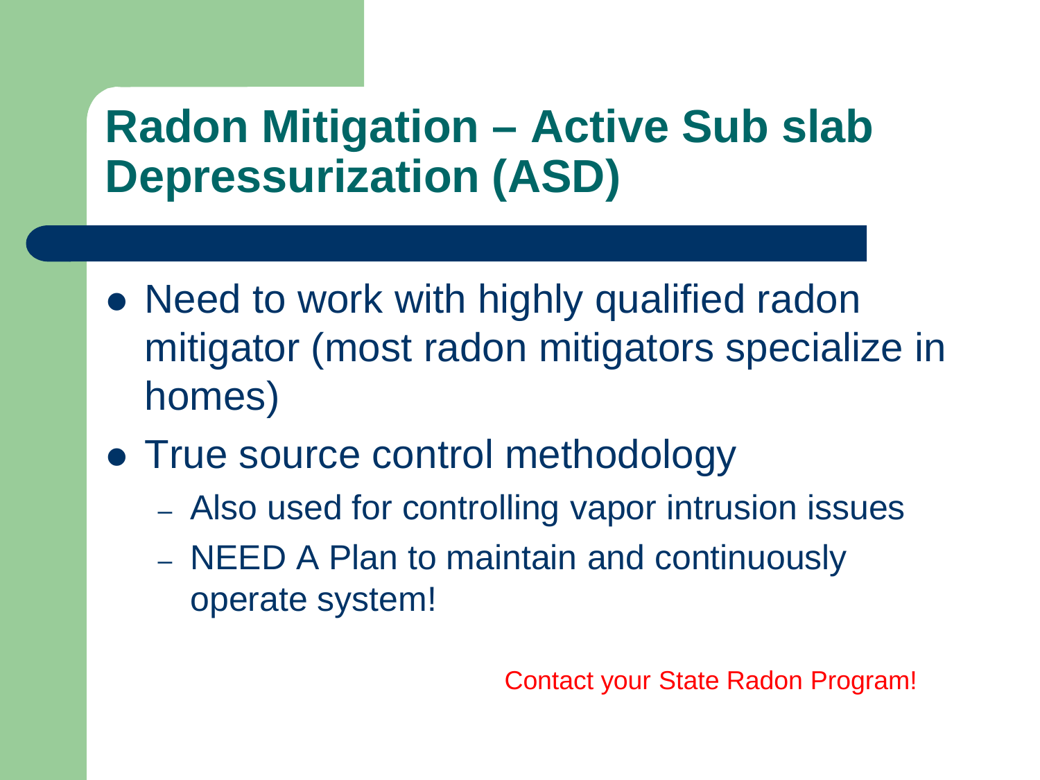# Radon Mitigation – Active Sub slab Depressurization (ASD)

- Need to work with highly qualified radon mitigator (most radon mitigators specialize in homes)
- True source control methodology
  - Also used for controlling vapor intrusion issues
  - NEED A Plan to maintain and continuously operate system!

Contact your State Radon Program!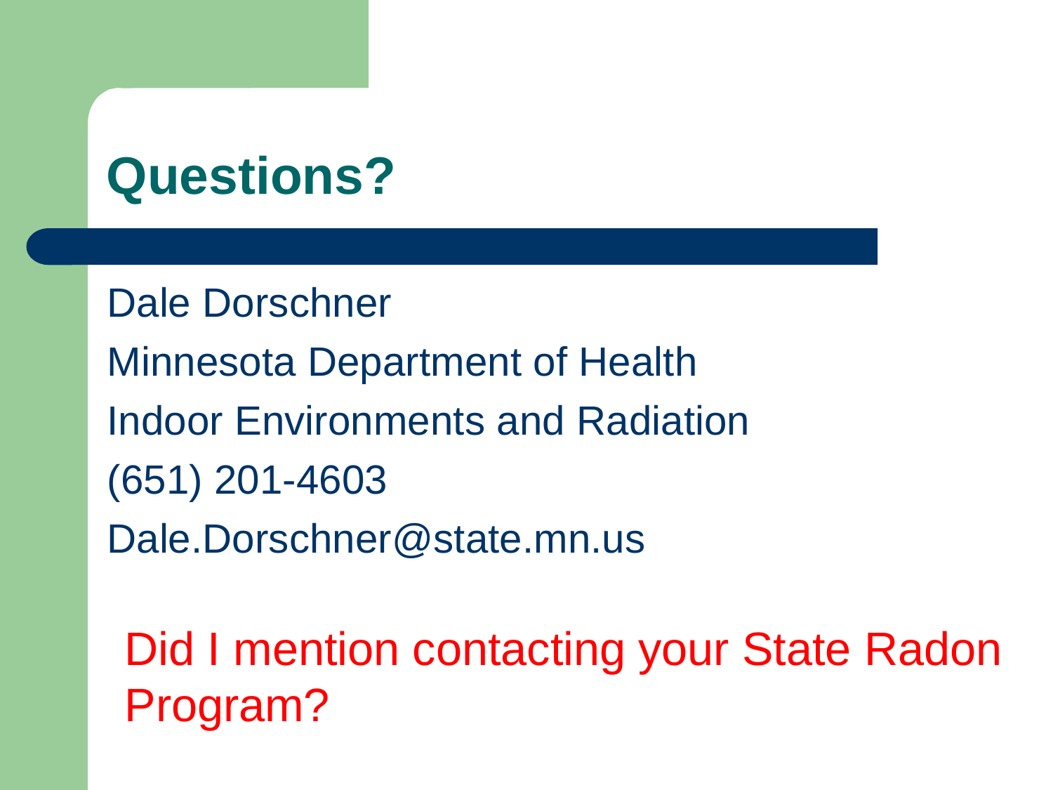# Questions?

Dale Dorschner

Minnesota Department of Health

Indoor Environments and Radiation

(651) 201-4603

Dale.Dorschner@state.mn.us

Did I mention contacting your State Radon Program?